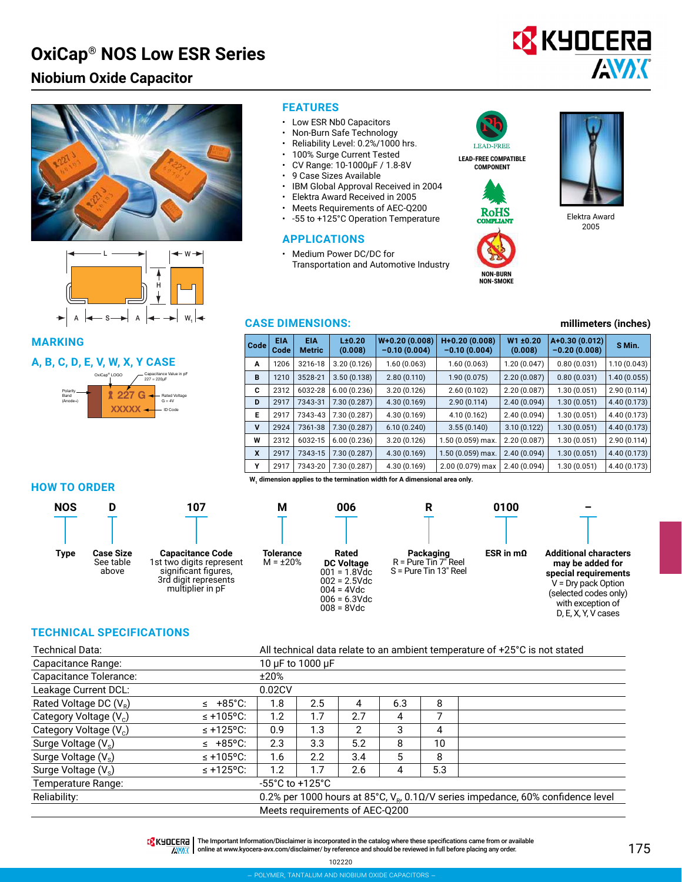# OxiCap® NOS Low ESR Series

## Niobium Oxide Capacitor

### FEATURES

- Low ESR Nb0 Capacitors
- Non-Burn Safe Technology
- Reliability Level: 0.2%/1000 hrs.
- 100% Surge Current Tested
- CV Range: 10-1000µF / 1.8-8V
- 9 Case Sizes Available
- IBM Global Approval Received in 2004
- Elektra Award Received in 2005
- Meets Requirements of AEC-Q200
- -55 to +125°C Operation Temperature

LEAD-FREE COMPATIBLE COMPONENT

RoHS COMPLIANT

NON-BURN NON-SMOKE

Elektra Award 2005

### APPLICATIONS

- Medium Power DC/DC for Transportation and Automotive Industry

### MARKING

### A, B, C, D, E, V, W, X, Y CASE

OxiCap® LOGO; Capacitance Value in pF 227 = 220µF; Polarity Band (Anode+); Rated Voltage G = 4V; ID Code

227 G
XXXXX

### CASE DIMENSIONS:

millimeters (inches)

| Code | EIA Code | EIA Metric | L±0.20 (0.008) | W+0.20 (0.008) −0.10 (0.004) | H+0.20 (0.008) −0.10 (0.004) | W1 ±0.20 (0.008) | A+0.30 (0.012) −0.20 (0.008) | S Min. |
|---|---|---|---|---|---|---|---|---|
| A | 1206 | 3216-18 | 3.20 (0.126) | 1.60 (0.063) | 1.60 (0.063) | 1.20 (0.047) | 0.80 (0.031) | 1.10 (0.043) |
| B | 1210 | 3528-21 | 3.50 (0.138) | 2.80 (0.110) | 1.90 (0.075) | 2.20 (0.087) | 0.80 (0.031) | 1.40 (0.055) |
| C | 2312 | 6032-28 | 6.00 (0.236) | 3.20 (0.126) | 2.60 (0.102) | 2.20 (0.087) | 1.30 (0.051) | 2.90 (0.114) |
| D | 2917 | 7343-31 | 7.30 (0.287) | 4.30 (0.169) | 2.90 (0.114) | 2.40 (0.094) | 1.30 (0.051) | 4.40 (0.173) |
| E | 2917 | 7343-43 | 7.30 (0.287) | 4.30 (0.169) | 4.10 (0.162) | 2.40 (0.094) | 1.30 (0.051) | 4.40 (0.173) |
| V | 2924 | 7361-38 | 7.30 (0.287) | 6.10 (0.240) | 3.55 (0.140) | 3.10 (0.122) | 1.30 (0.051) | 4.40 (0.173) |
| W | 2312 | 6032-15 | 6.00 (0.236) | 3.20 (0.126) | 1.50 (0.059) max. | 2.20 (0.087) | 1.30 (0.051) | 2.90 (0.114) |
| X | 2917 | 7343-15 | 7.30 (0.287) | 4.30 (0.169) | 1.50 (0.059) max. | 2.40 (0.094) | 1.30 (0.051) | 4.40 (0.173) |
| Y | 2917 | 7343-20 | 7.30 (0.287) | 4.30 (0.169) | 2.00 (0.079) max | 2.40 (0.094) | 1.30 (0.051) | 4.40 (0.173) |

$W_1$ dimension applies to the termination width for A dimensional area only.

### HOW TO ORDER

| NOS | D | 107 | M | 006 | R | 0100 | – |
|---|---|---|---|---|---|---|---|
| **Type** | **Case Size** See table above | **Capacitance Code** 1st two digits represent significant figures, 3rd digit represents multiplier in pF | **Tolerance** M = ±20% | **Rated DC Voltage** 001 = 1.8Vdc, 002 = 2.5Vdc, 004 = 4Vdc, 006 = 6.3Vdc, 008 = 8Vdc | **Packaging** R = Pure Tin 7" Reel, S = Pure Tin 13" Reel | **ESR in mΩ** | **Additional characters may be added for special requirements** V = Dry pack Option (selected codes only) with exception of D, E, X, Y, V cases |

### TECHNICAL SPECIFICATIONS

| Technical Data: | | All technical data relate to an ambient temperature of +25°C is not stated | | | | |
|---|---|---|---|---|---|---|
| Capacitance Range: | | 10 µF to 1000 µF | | | | |
| Capacitance Tolerance: | | ±20% | | | | |
| Leakage Current DCL: | | 0.02CV | | | | |
| Rated Voltage DC ($V_R$) | ≤ +85°C: | 1.8 | 2.5 | 4 | 6.3 | 8 |
| Category Voltage ($V_C$) | ≤ +105°C: | 1.2 | 1.7 | 2.7 | 4 | 7 |
| Category Voltage ($V_C$) | ≤ +125°C: | 0.9 | 1.3 | 2 | 3 | 4 |
| Surge Voltage ($V_S$) | ≤ +85°C: | 2.3 | 3.3 | 5.2 | 8 | 10 |
| Surge Voltage ($V_S$) | ≤ +105°C: | 1.6 | 2.2 | 3.4 | 5 | 8 |
| Surge Voltage ($V_S$) | ≤ +125°C: | 1.2 | 1.7 | 2.6 | 4 | 5.3 |
| Temperature Range: | | -55°C to +125°C | | | | |
| Reliability: | | 0.2% per 1000 hours at 85°C, $V_R$, 0.1Ω/V series impedance, 60% confidence level | | | | |
| | | Meets requirements of AEC-Q200 | | | | |

The Important Information/Disclaimer is incorporated in the catalog where these specifications came from or available online at www.kyocera-avx.com/disclaimer/ by reference and should be reviewed in full before placing any order.

102220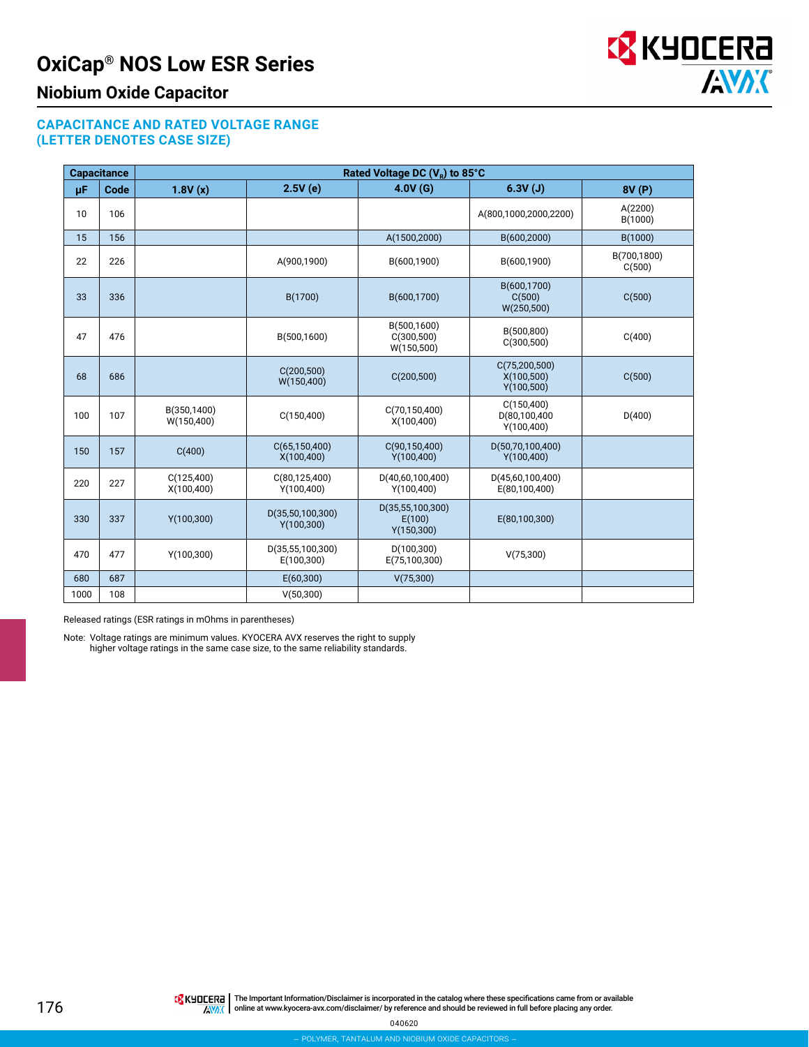# OxiCap® NOS Low ESR Series

## Niobium Oxide Capacitor

### CAPACITANCE AND RATED VOLTAGE RANGE (LETTER DENOTES CASE SIZE)

| Capacitance | | Rated Voltage DC ($V_R$) to 85°C | | | | |
|---|---|---|---|---|---|---|
| μF | Code | 1.8V (x) | 2.5V (e) | 4.0V (G) | 6.3V (J) | 8V (P) |
| 10 | 106 | | | | A(800,1000,2000,2200) | A(2200) B(1000) |
| 15 | 156 | | | A(1500,2000) | B(600,2000) | B(1000) |
| 22 | 226 | | A(900,1900) | B(600,1900) | B(600,1900) | B(700,1800) C(500) |
| 33 | 336 | | B(1700) | B(600,1700) | B(600,1700) C(500) W(250,500) | C(500) |
| 47 | 476 | | B(500,1600) | B(500,1600) C(300,500) W(150,500) | B(500,800) C(300,500) | C(400) |
| 68 | 686 | | C(200,500) W(150,400) | C(200,500) | C(75,200,500) X(100,500) Y(100,500) | C(500) |
| 100 | 107 | B(350,1400) W(150,400) | C(150,400) | C(70,150,400) X(100,400) | C(150,400) D(80,100,400 Y(100,400) | D(400) |
| 150 | 157 | C(400) | C(65,150,400) X(100,400) | C(90,150,400) Y(100,400) | D(50,70,100,400) Y(100,400) | |
| 220 | 227 | C(125,400) X(100,400) | C(80,125,400) Y(100,400) | D(40,60,100,400) Y(100,400) | D(45,60,100,400) E(80,100,400) | |
| 330 | 337 | Y(100,300) | D(35,50,100,300) Y(100,300) | D(35,55,100,300) E(100) Y(150,300) | E(80,100,300) | |
| 470 | 477 | Y(100,300) | D(35,55,100,300) E(100,300) | D(100,300) E(75,100,300) | V(75,300) | |
| 680 | 687 | | E(60,300) | V(75,300) | | |
| 1000 | 108 | | V(50,300) | | | |

Released ratings (ESR ratings in mOhms in parentheses)

Note: Voltage ratings are minimum values. KYOCERA AVX reserves the right to supply higher voltage ratings in the same case size, to the same reliability standards.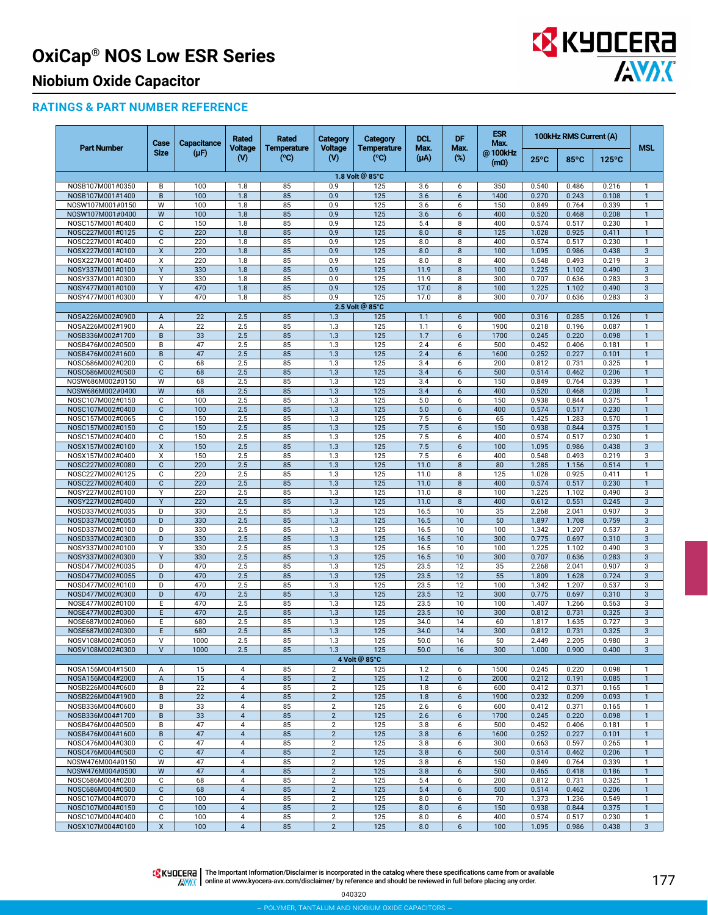# OxiCap® NOS Low ESR Series

## Niobium Oxide Capacitor

### RATINGS & PART NUMBER REFERENCE

| Part Number | Case Size | Capacitance (μF) | Rated Voltage (V) | Rated Temperature (°C) | Category Voltage (V) | Category Temperature (°C) | DCL Max. (μA) | DF Max. (%) | ESR Max. @ 100kHz (mΩ) | 100kHz RMS Current (A) | | | MSL |
|---|---|---|---|---|---|---|---|---|---|---|---|---|---|
| | | | | | | | | | | 25°C | 85°C | 125°C | |
| **1.8 Volt @ 85°C** | | | | | | | | | | | | | |
| NOSB107M001#0350 | B | 100 | 1.8 | 85 | 0.9 | 125 | 3.6 | 6 | 350 | 0.540 | 0.486 | 0.216 | 1 |
| NOSB107M001#1400 | B | 100 | 1.8 | 85 | 0.9 | 125 | 3.6 | 6 | 1400 | 0.270 | 0.243 | 0.108 | 1 |
| NOSW107M001#0150 | W | 100 | 1.8 | 85 | 0.9 | 125 | 3.6 | 6 | 150 | 0.849 | 0.764 | 0.339 | 1 |
| NOSW107M001#0400 | W | 100 | 1.8 | 85 | 0.9 | 125 | 3.6 | 6 | 400 | 0.520 | 0.468 | 0.208 | 1 |
| NOSC157M001#0400 | C | 150 | 1.8 | 85 | 0.9 | 125 | 5.4 | 8 | 400 | 0.574 | 0.517 | 0.230 | 1 |
| NOSC227M001#0125 | C | 220 | 1.8 | 85 | 0.9 | 125 | 8.0 | 8 | 125 | 1.028 | 0.925 | 0.411 | 1 |
| NOSC227M001#0400 | C | 220 | 1.8 | 85 | 0.9 | 125 | 8.0 | 8 | 400 | 0.574 | 0.517 | 0.230 | 1 |
| NOSX227M001#0100 | X | 220 | 1.8 | 85 | 0.9 | 125 | 8.0 | 8 | 100 | 1.095 | 0.986 | 0.438 | 3 |
| NOSX227M001#0400 | X | 220 | 1.8 | 85 | 0.9 | 125 | 8.0 | 8 | 400 | 0.548 | 0.493 | 0.219 | 3 |
| NOSY337M001#0100 | Y | 330 | 1.8 | 85 | 0.9 | 125 | 11.9 | 8 | 100 | 1.225 | 1.102 | 0.490 | 3 |
| NOSY337M001#0300 | Y | 330 | 1.8 | 85 | 0.9 | 125 | 11.9 | 8 | 300 | 0.707 | 0.636 | 0.283 | 3 |
| NOSY477M001#0100 | Y | 470 | 1.8 | 85 | 0.9 | 125 | 17.0 | 8 | 100 | 1.225 | 1.102 | 0.490 | 3 |
| NOSY477M001#0300 | Y | 470 | 1.8 | 85 | 0.9 | 125 | 17.0 | 8 | 300 | 0.707 | 0.636 | 0.283 | 3 |
| **2.5 Volt @ 85°C** | | | | | | | | | | | | | |
| NOSA226M002#0900 | A | 22 | 2.5 | 85 | 1.3 | 125 | 1.1 | 6 | 900 | 0.316 | 0.285 | 0.126 | 1 |
| NOSA226M002#1900 | A | 22 | 2.5 | 85 | 1.3 | 125 | 1.1 | 6 | 1900 | 0.218 | 0.196 | 0.087 | 1 |
| NOSB336M002#1700 | B | 33 | 2.5 | 85 | 1.3 | 125 | 1.7 | 6 | 1700 | 0.245 | 0.220 | 0.098 | 1 |
| NOSB476M002#0500 | B | 47 | 2.5 | 85 | 1.3 | 125 | 2.4 | 6 | 500 | 0.452 | 0.406 | 0.181 | 1 |
| NOSB476M002#1600 | B | 47 | 2.5 | 85 | 1.3 | 125 | 2.4 | 6 | 1600 | 0.252 | 0.227 | 0.101 | 1 |
| NOSC686M002#0200 | C | 68 | 2.5 | 85 | 1.3 | 125 | 3.4 | 6 | 200 | 0.812 | 0.731 | 0.325 | 1 |
| NOSC686M002#0500 | C | 68 | 2.5 | 85 | 1.3 | 125 | 3.4 | 6 | 500 | 0.514 | 0.462 | 0.206 | 1 |
| NOSW686M002#0150 | W | 68 | 2.5 | 85 | 1.3 | 125 | 3.4 | 6 | 150 | 0.849 | 0.764 | 0.339 | 1 |
| NOSW686M002#0400 | W | 68 | 2.5 | 85 | 1.3 | 125 | 3.4 | 6 | 400 | 0.520 | 0.468 | 0.208 | 1 |
| NOSC107M002#0150 | C | 100 | 2.5 | 85 | 1.3 | 125 | 5.0 | 6 | 150 | 0.938 | 0.844 | 0.375 | 1 |
| NOSC107M002#0400 | C | 100 | 2.5 | 85 | 1.3 | 125 | 5.0 | 6 | 400 | 0.574 | 0.517 | 0.230 | 1 |
| NOSC157M002#0065 | C | 150 | 2.5 | 85 | 1.3 | 125 | 7.5 | 6 | 65 | 1.425 | 1.283 | 0.570 | 1 |
| NOSC157M002#0150 | C | 150 | 2.5 | 85 | 1.3 | 125 | 7.5 | 6 | 150 | 0.938 | 0.844 | 0.375 | 1 |
| NOSC157M002#0400 | C | 150 | 2.5 | 85 | 1.3 | 125 | 7.5 | 6 | 400 | 0.574 | 0.517 | 0.230 | 1 |
| NOSX157M002#0100 | X | 150 | 2.5 | 85 | 1.3 | 125 | 7.5 | 6 | 100 | 1.095 | 0.986 | 0.438 | 3 |
| NOSX157M002#0400 | X | 150 | 2.5 | 85 | 1.3 | 125 | 7.5 | 6 | 400 | 0.548 | 0.493 | 0.219 | 3 |
| NOSC227M002#0080 | C | 220 | 2.5 | 85 | 1.3 | 125 | 11.0 | 8 | 80 | 1.285 | 1.156 | 0.514 | 1 |
| NOSC227M002#0125 | C | 220 | 2.5 | 85 | 1.3 | 125 | 11.0 | 8 | 125 | 1.028 | 0.925 | 0.411 | 1 |
| NOSC227M002#0400 | C | 220 | 2.5 | 85 | 1.3 | 125 | 11.0 | 8 | 400 | 0.574 | 0.517 | 0.230 | 1 |
| NOSY227M002#0100 | Y | 220 | 2.5 | 85 | 1.3 | 125 | 11.0 | 8 | 100 | 1.225 | 1.102 | 0.490 | 3 |
| NOSY227M002#0400 | Y | 220 | 2.5 | 85 | 1.3 | 125 | 11.0 | 8 | 400 | 0.612 | 0.551 | 0.245 | 3 |
| NOSD337M002#0035 | D | 330 | 2.5 | 85 | 1.3 | 125 | 16.5 | 10 | 35 | 2.268 | 2.041 | 0.907 | 3 |
| NOSD337M002#0050 | D | 330 | 2.5 | 85 | 1.3 | 125 | 16.5 | 10 | 50 | 1.897 | 1.708 | 0.759 | 3 |
| NOSD337M002#0100 | D | 330 | 2.5 | 85 | 1.3 | 125 | 16.5 | 10 | 100 | 1.342 | 1.207 | 0.537 | 3 |
| NOSD337M002#0300 | D | 330 | 2.5 | 85 | 1.3 | 125 | 16.5 | 10 | 300 | 0.775 | 0.697 | 0.310 | 3 |
| NOSY337M002#0100 | Y | 330 | 2.5 | 85 | 1.3 | 125 | 16.5 | 10 | 100 | 1.225 | 1.102 | 0.490 | 3 |
| NOSY337M002#0300 | Y | 330 | 2.5 | 85 | 1.3 | 125 | 16.5 | 10 | 300 | 0.707 | 0.636 | 0.283 | 3 |
| NOSD477M002#0035 | D | 470 | 2.5 | 85 | 1.3 | 125 | 23.5 | 12 | 35 | 2.268 | 2.041 | 0.907 | 3 |
| NOSD477M002#0055 | D | 470 | 2.5 | 85 | 1.3 | 125 | 23.5 | 12 | 55 | 1.809 | 1.628 | 0.724 | 3 |
| NOSD477M002#0100 | D | 470 | 2.5 | 85 | 1.3 | 125 | 23.5 | 12 | 100 | 1.342 | 1.207 | 0.537 | 3 |
| NOSD477M002#0300 | D | 470 | 2.5 | 85 | 1.3 | 125 | 23.5 | 12 | 300 | 0.775 | 0.697 | 0.310 | 3 |
| NOSE477M002#0100 | E | 470 | 2.5 | 85 | 1.3 | 125 | 23.5 | 10 | 100 | 1.407 | 1.266 | 0.563 | 3 |
| NOSE477M002#0300 | E | 470 | 2.5 | 85 | 1.3 | 125 | 23.5 | 10 | 300 | 0.812 | 0.731 | 0.325 | 3 |
| NOSE687M002#0060 | E | 680 | 2.5 | 85 | 1.3 | 125 | 34.0 | 14 | 60 | 1.817 | 1.635 | 0.727 | 3 |
| NOSE687M002#0300 | E | 680 | 2.5 | 85 | 1.3 | 125 | 34.0 | 14 | 300 | 0.812 | 0.731 | 0.325 | 3 |
| NOSV108M002#0050 | V | 1000 | 2.5 | 85 | 1.3 | 125 | 50.0 | 16 | 50 | 2.449 | 2.205 | 0.980 | 3 |
| NOSV108M002#0300 | V | 1000 | 2.5 | 85 | 1.3 | 125 | 50.0 | 16 | 300 | 1.000 | 0.900 | 0.400 | 3 |
| **4 Volt @ 85°C** | | | | | | | | | | | | | |
| NOSA156M004#1500 | A | 15 | 4 | 85 | 2 | 125 | 1.2 | 6 | 1500 | 0.245 | 0.220 | 0.098 | 1 |
| NOSA156M004#2000 | A | 15 | 4 | 85 | 2 | 125 | 1.2 | 6 | 2000 | 0.212 | 0.191 | 0.085 | 1 |
| NOSB226M004#0600 | B | 22 | 4 | 85 | 2 | 125 | 1.8 | 6 | 600 | 0.412 | 0.371 | 0.165 | 1 |
| NOSB226M004#1900 | B | 22 | 4 | 85 | 2 | 125 | 1.8 | 6 | 1900 | 0.232 | 0.209 | 0.093 | 1 |
| NOSB336M004#0600 | B | 33 | 4 | 85 | 2 | 125 | 2.6 | 6 | 600 | 0.412 | 0.371 | 0.165 | 1 |
| NOSB336M004#1700 | B | 33 | 4 | 85 | 2 | 125 | 2.6 | 6 | 1700 | 0.245 | 0.220 | 0.098 | 1 |
| NOSB476M004#0500 | B | 47 | 4 | 85 | 2 | 125 | 3.8 | 6 | 500 | 0.452 | 0.406 | 0.181 | 1 |
| NOSB476M004#1600 | B | 47 | 4 | 85 | 2 | 125 | 3.8 | 6 | 1600 | 0.252 | 0.227 | 0.101 | 1 |
| NOSC476M004#0300 | C | 47 | 4 | 85 | 2 | 125 | 3.8 | 6 | 300 | 0.663 | 0.597 | 0.265 | 1 |
| NOSC476M004#0500 | C | 47 | 4 | 85 | 2 | 125 | 3.8 | 6 | 500 | 0.514 | 0.462 | 0.206 | 1 |
| NOSW476M004#0150 | W | 47 | 4 | 85 | 2 | 125 | 3.8 | 6 | 150 | 0.849 | 0.764 | 0.339 | 1 |
| NOSW476M004#0500 | W | 47 | 4 | 85 | 2 | 125 | 3.8 | 6 | 500 | 0.465 | 0.418 | 0.186 | 1 |
| NOSC686M004#0200 | C | 68 | 4 | 85 | 2 | 125 | 5.4 | 6 | 200 | 0.812 | 0.731 | 0.325 | 1 |
| NOSC686M004#0500 | C | 68 | 4 | 85 | 2 | 125 | 5.4 | 6 | 500 | 0.514 | 0.462 | 0.206 | 1 |
| NOSC107M004#0070 | C | 100 | 4 | 85 | 2 | 125 | 8.0 | 6 | 70 | 1.373 | 1.236 | 0.549 | 1 |
| NOSC107M004#0150 | C | 100 | 4 | 85 | 2 | 125 | 8.0 | 6 | 150 | 0.938 | 0.844 | 0.375 | 1 |
| NOSC107M004#0400 | C | 100 | 4 | 85 | 2 | 125 | 8.0 | 6 | 400 | 0.574 | 0.517 | 0.230 | 1 |
| NOSX107M004#0100 | X | 100 | 4 | 85 | 2 | 125 | 8.0 | 6 | 100 | 1.095 | 0.986 | 0.438 | 3 |

The Important Information/Disclaimer is incorporated in the catalog where these specifications came from or available online at www.kyocera-avx.com/disclaimer/ by reference and should be reviewed in full before placing any order.

040320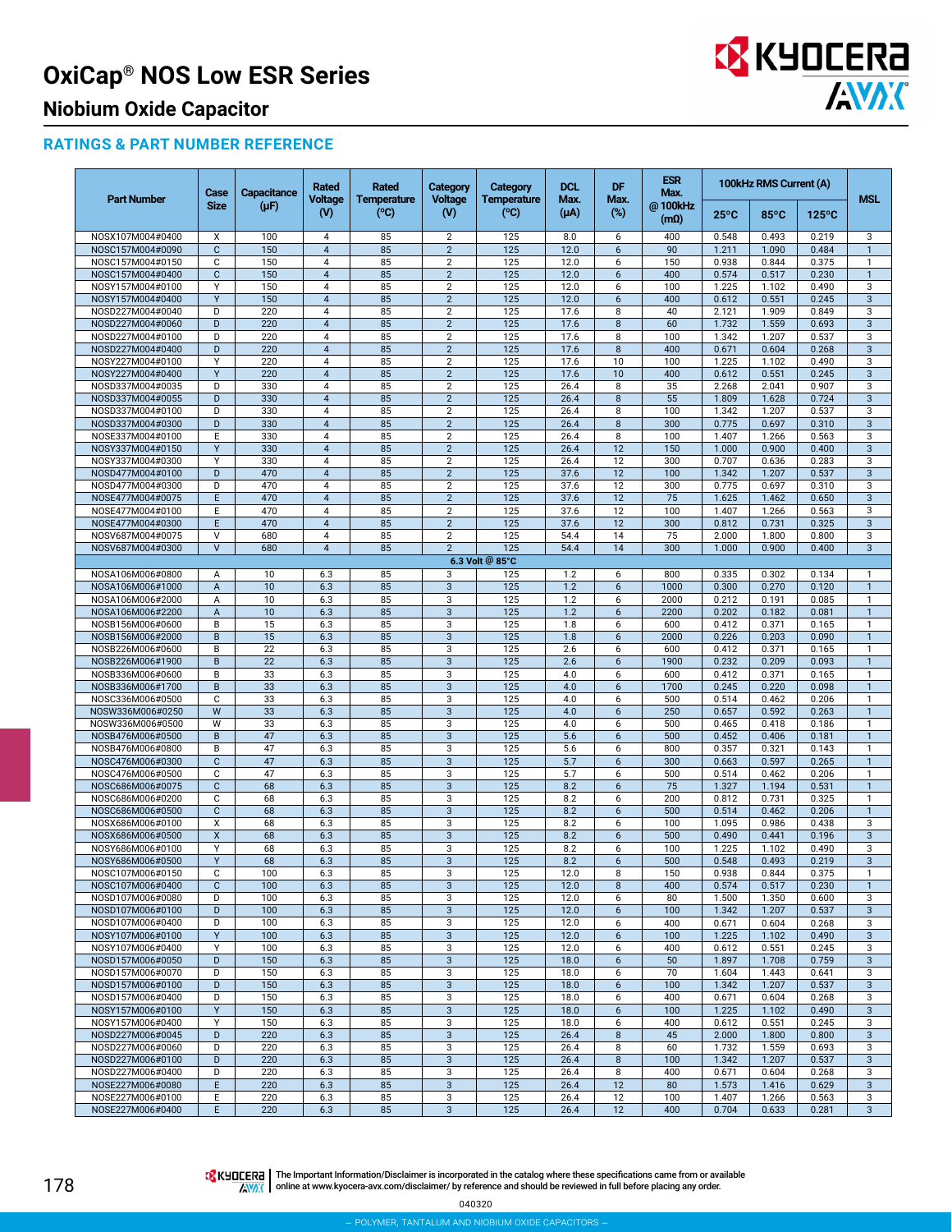# OxiCap® NOS Low ESR Series

## Niobium Oxide Capacitor

### RATINGS & PART NUMBER REFERENCE

| Part Number | Case Size | Capacitance (µF) | Rated Voltage (V) | Rated Temperature (°C) | Category Voltage (V) | Category Temperature (°C) | DCL Max. (µA) | DF Max. (%) | ESR Max. @ 100kHz (mΩ) | 100kHz RMS Current (A) | | | MSL |
|---|---|---|---|---|---|---|---|---|---|---|---|---|---|
| | | | | | | | | | | 25°C | 85°C | 125°C | |
| NOSX107M004#0400 | X | 100 | 4 | 85 | 2 | 125 | 8.0 | 6 | 400 | 0.548 | 0.493 | 0.219 | 3 |
| NOSC157M004#0090 | C | 150 | 4 | 85 | 2 | 125 | 12.0 | 6 | 90 | 1.211 | 1.090 | 0.484 | 1 |
| NOSC157M004#0150 | C | 150 | 4 | 85 | 2 | 125 | 12.0 | 6 | 150 | 0.938 | 0.844 | 0.375 | 1 |
| NOSC157M004#0400 | C | 150 | 4 | 85 | 2 | 125 | 12.0 | 6 | 400 | 0.574 | 0.517 | 0.230 | 1 |
| NOSY157M004#0100 | Y | 150 | 4 | 85 | 2 | 125 | 12.0 | 6 | 100 | 1.225 | 1.102 | 0.490 | 3 |
| NOSY157M004#0400 | Y | 150 | 4 | 85 | 2 | 125 | 12.0 | 6 | 400 | 0.612 | 0.551 | 0.245 | 3 |
| NOSD227M004#0040 | D | 220 | 4 | 85 | 2 | 125 | 17.6 | 8 | 40 | 2.121 | 1.909 | 0.849 | 3 |
| NOSD227M004#0060 | D | 220 | 4 | 85 | 2 | 125 | 17.6 | 8 | 60 | 1.732 | 1.559 | 0.693 | 3 |
| NOSD227M004#0100 | D | 220 | 4 | 85 | 2 | 125 | 17.6 | 8 | 100 | 1.342 | 1.207 | 0.537 | 3 |
| NOSD227M004#0400 | D | 220 | 4 | 85 | 2 | 125 | 17.6 | 8 | 400 | 0.671 | 0.604 | 0.268 | 3 |
| NOSY227M004#0100 | Y | 220 | 4 | 85 | 2 | 125 | 17.6 | 10 | 100 | 1.225 | 1.102 | 0.490 | 3 |
| NOSY227M004#0400 | Y | 220 | 4 | 85 | 2 | 125 | 17.6 | 10 | 400 | 0.612 | 0.551 | 0.245 | 3 |
| NOSD337M004#0035 | D | 330 | 4 | 85 | 2 | 125 | 26.4 | 8 | 35 | 2.268 | 2.041 | 0.907 | 3 |
| NOSD337M004#0055 | D | 330 | 4 | 85 | 2 | 125 | 26.4 | 8 | 55 | 1.809 | 1.628 | 0.724 | 3 |
| NOSD337M004#0100 | D | 330 | 4 | 85 | 2 | 125 | 26.4 | 8 | 100 | 1.342 | 1.207 | 0.537 | 3 |
| NOSD337M004#0300 | D | 330 | 4 | 85 | 2 | 125 | 26.4 | 8 | 300 | 0.775 | 0.697 | 0.310 | 3 |
| NOSE337M004#0100 | E | 330 | 4 | 85 | 2 | 125 | 26.4 | 8 | 100 | 1.407 | 1.266 | 0.563 | 3 |
| NOSY337M004#0150 | Y | 330 | 4 | 85 | 2 | 125 | 26.4 | 12 | 150 | 1.000 | 0.900 | 0.400 | 3 |
| NOSY337M004#0300 | Y | 330 | 4 | 85 | 2 | 125 | 26.4 | 12 | 300 | 0.707 | 0.636 | 0.283 | 3 |
| NOSD477M004#0100 | D | 470 | 4 | 85 | 2 | 125 | 37.6 | 12 | 100 | 1.342 | 1.207 | 0.537 | 3 |
| NOSD477M004#0300 | D | 470 | 4 | 85 | 2 | 125 | 37.6 | 12 | 300 | 0.775 | 0.697 | 0.310 | 3 |
| NOSE477M004#0075 | E | 470 | 4 | 85 | 2 | 125 | 37.6 | 12 | 75 | 1.625 | 1.462 | 0.650 | 3 |
| NOSE477M004#0100 | E | 470 | 4 | 85 | 2 | 125 | 37.6 | 12 | 100 | 1.407 | 1.266 | 0.563 | 3 |
| NOSE477M004#0300 | E | 470 | 4 | 85 | 2 | 125 | 37.6 | 12 | 300 | 0.812 | 0.731 | 0.325 | 3 |
| NOSV687M004#0075 | V | 680 | 4 | 85 | 2 | 125 | 54.4 | 14 | 75 | 2.000 | 1.800 | 0.800 | 3 |
| NOSV687M004#0300 | V | 680 | 4 | 85 | 2 | 125 | 54.4 | 14 | 300 | 1.000 | 0.900 | 0.400 | 3 |
| **6.3 Volt @ 85°C** | | | | | | | | | | | | | |
| NOSA106M006#0800 | A | 10 | 6.3 | 85 | 3 | 125 | 1.2 | 6 | 800 | 0.335 | 0.302 | 0.134 | 1 |
| NOSA106M006#1000 | A | 10 | 6.3 | 85 | 3 | 125 | 1.2 | 6 | 1000 | 0.300 | 0.270 | 0.120 | 1 |
| NOSA106M006#2000 | A | 10 | 6.3 | 85 | 3 | 125 | 1.2 | 6 | 2000 | 0.212 | 0.191 | 0.085 | 1 |
| NOSA106M006#2200 | A | 10 | 6.3 | 85 | 3 | 125 | 1.2 | 6 | 2200 | 0.202 | 0.182 | 0.081 | 1 |
| NOSB156M006#0600 | B | 15 | 6.3 | 85 | 3 | 125 | 1.8 | 6 | 600 | 0.412 | 0.371 | 0.165 | 1 |
| NOSB156M006#2000 | B | 15 | 6.3 | 85 | 3 | 125 | 1.8 | 6 | 2000 | 0.226 | 0.203 | 0.090 | 1 |
| NOSB226M006#0600 | B | 22 | 6.3 | 85 | 3 | 125 | 2.6 | 6 | 600 | 0.412 | 0.371 | 0.165 | 1 |
| NOSB226M006#1900 | B | 22 | 6.3 | 85 | 3 | 125 | 2.6 | 6 | 1900 | 0.232 | 0.209 | 0.093 | 1 |
| NOSB336M006#0600 | B | 33 | 6.3 | 85 | 3 | 125 | 4.0 | 6 | 600 | 0.412 | 0.371 | 0.165 | 1 |
| NOSB336M006#1700 | B | 33 | 6.3 | 85 | 3 | 125 | 4.0 | 6 | 1700 | 0.245 | 0.220 | 0.098 | 1 |
| NOSC336M006#0500 | C | 33 | 6.3 | 85 | 3 | 125 | 4.0 | 6 | 500 | 0.514 | 0.462 | 0.206 | 1 |
| NOSW336M006#0250 | W | 33 | 6.3 | 85 | 3 | 125 | 4.0 | 6 | 250 | 0.657 | 0.592 | 0.263 | 1 |
| NOSW336M006#0500 | W | 33 | 6.3 | 85 | 3 | 125 | 4.0 | 6 | 500 | 0.465 | 0.418 | 0.186 | 1 |
| NOSB476M006#0500 | B | 47 | 6.3 | 85 | 3 | 125 | 5.6 | 6 | 500 | 0.452 | 0.406 | 0.181 | 1 |
| NOSB476M006#0800 | B | 47 | 6.3 | 85 | 3 | 125 | 5.6 | 6 | 800 | 0.357 | 0.321 | 0.143 | 1 |
| NOSC476M006#0300 | C | 47 | 6.3 | 85 | 3 | 125 | 5.7 | 6 | 300 | 0.663 | 0.597 | 0.265 | 1 |
| NOSC476M006#0500 | C | 47 | 6.3 | 85 | 3 | 125 | 5.7 | 6 | 500 | 0.514 | 0.462 | 0.206 | 1 |
| NOSC686M006#0075 | C | 68 | 6.3 | 85 | 3 | 125 | 8.2 | 6 | 75 | 1.327 | 1.194 | 0.531 | 1 |
| NOSC686M006#0200 | C | 68 | 6.3 | 85 | 3 | 125 | 8.2 | 6 | 200 | 0.812 | 0.731 | 0.325 | 1 |
| NOSC686M006#0500 | C | 68 | 6.3 | 85 | 3 | 125 | 8.2 | 6 | 500 | 0.514 | 0.462 | 0.206 | 1 |
| NOSX686M006#0100 | X | 68 | 6.3 | 85 | 3 | 125 | 8.2 | 6 | 100 | 1.095 | 0.986 | 0.438 | 3 |
| NOSX686M006#0500 | X | 68 | 6.3 | 85 | 3 | 125 | 8.2 | 6 | 500 | 0.490 | 0.441 | 0.196 | 3 |
| NOSY686M006#0100 | Y | 68 | 6.3 | 85 | 3 | 125 | 8.2 | 6 | 100 | 1.225 | 1.102 | 0.490 | 3 |
| NOSY686M006#0500 | Y | 68 | 6.3 | 85 | 3 | 125 | 8.2 | 6 | 500 | 0.548 | 0.493 | 0.219 | 3 |
| NOSC107M006#0150 | C | 100 | 6.3 | 85 | 3 | 125 | 12.0 | 8 | 150 | 0.938 | 0.844 | 0.375 | 1 |
| NOSC107M006#0400 | C | 100 | 6.3 | 85 | 3 | 125 | 12.0 | 8 | 400 | 0.574 | 0.517 | 0.230 | 1 |
| NOSD107M006#0080 | D | 100 | 6.3 | 85 | 3 | 125 | 12.0 | 6 | 80 | 1.500 | 1.350 | 0.600 | 3 |
| NOSD107M006#0100 | D | 100 | 6.3 | 85 | 3 | 125 | 12.0 | 6 | 100 | 1.342 | 1.207 | 0.537 | 3 |
| NOSD107M006#0400 | D | 100 | 6.3 | 85 | 3 | 125 | 12.0 | 6 | 400 | 0.671 | 0.604 | 0.268 | 3 |
| NOSY107M006#0100 | Y | 100 | 6.3 | 85 | 3 | 125 | 12.0 | 6 | 100 | 1.225 | 1.102 | 0.490 | 3 |
| NOSY107M006#0400 | Y | 100 | 6.3 | 85 | 3 | 125 | 12.0 | 6 | 400 | 0.612 | 0.551 | 0.245 | 3 |
| NOSD157M006#0050 | D | 150 | 6.3 | 85 | 3 | 125 | 18.0 | 6 | 50 | 1.897 | 1.708 | 0.759 | 3 |
| NOSD157M006#0070 | D | 150 | 6.3 | 85 | 3 | 125 | 18.0 | 6 | 70 | 1.604 | 1.443 | 0.641 | 3 |
| NOSD157M006#0100 | D | 150 | 6.3 | 85 | 3 | 125 | 18.0 | 6 | 100 | 1.342 | 1.207 | 0.537 | 3 |
| NOSD157M006#0400 | D | 150 | 6.3 | 85 | 3 | 125 | 18.0 | 6 | 400 | 0.671 | 0.604 | 0.268 | 3 |
| NOSY157M006#0100 | Y | 150 | 6.3 | 85 | 3 | 125 | 18.0 | 6 | 100 | 1.225 | 1.102 | 0.490 | 3 |
| NOSY157M006#0400 | Y | 150 | 6.3 | 85 | 3 | 125 | 18.0 | 6 | 400 | 0.612 | 0.551 | 0.245 | 3 |
| NOSD227M006#0045 | D | 220 | 6.3 | 85 | 3 | 125 | 26.4 | 8 | 45 | 2.000 | 1.800 | 0.800 | 3 |
| NOSD227M006#0060 | D | 220 | 6.3 | 85 | 3 | 125 | 26.4 | 8 | 60 | 1.732 | 1.559 | 0.693 | 3 |
| NOSD227M006#0100 | D | 220 | 6.3 | 85 | 3 | 125 | 26.4 | 8 | 100 | 1.342 | 1.207 | 0.537 | 3 |
| NOSD227M006#0400 | D | 220 | 6.3 | 85 | 3 | 125 | 26.4 | 8 | 400 | 0.671 | 0.604 | 0.268 | 3 |
| NOSE227M006#0080 | E | 220 | 6.3 | 85 | 3 | 125 | 26.4 | 12 | 80 | 1.573 | 1.416 | 0.629 | 3 |
| NOSE227M006#0100 | E | 220 | 6.3 | 85 | 3 | 125 | 26.4 | 12 | 100 | 1.407 | 1.266 | 0.563 | 3 |
| NOSE227M006#0400 | E | 220 | 6.3 | 85 | 3 | 125 | 26.4 | 12 | 400 | 0.704 | 0.633 | 0.281 | 3 |

The Important Information/Disclaimer is incorporated in the catalog where these specifications came from or available online at www.kyocera-avx.com/disclaimer/ by reference and should be reviewed in full before placing any order.

040320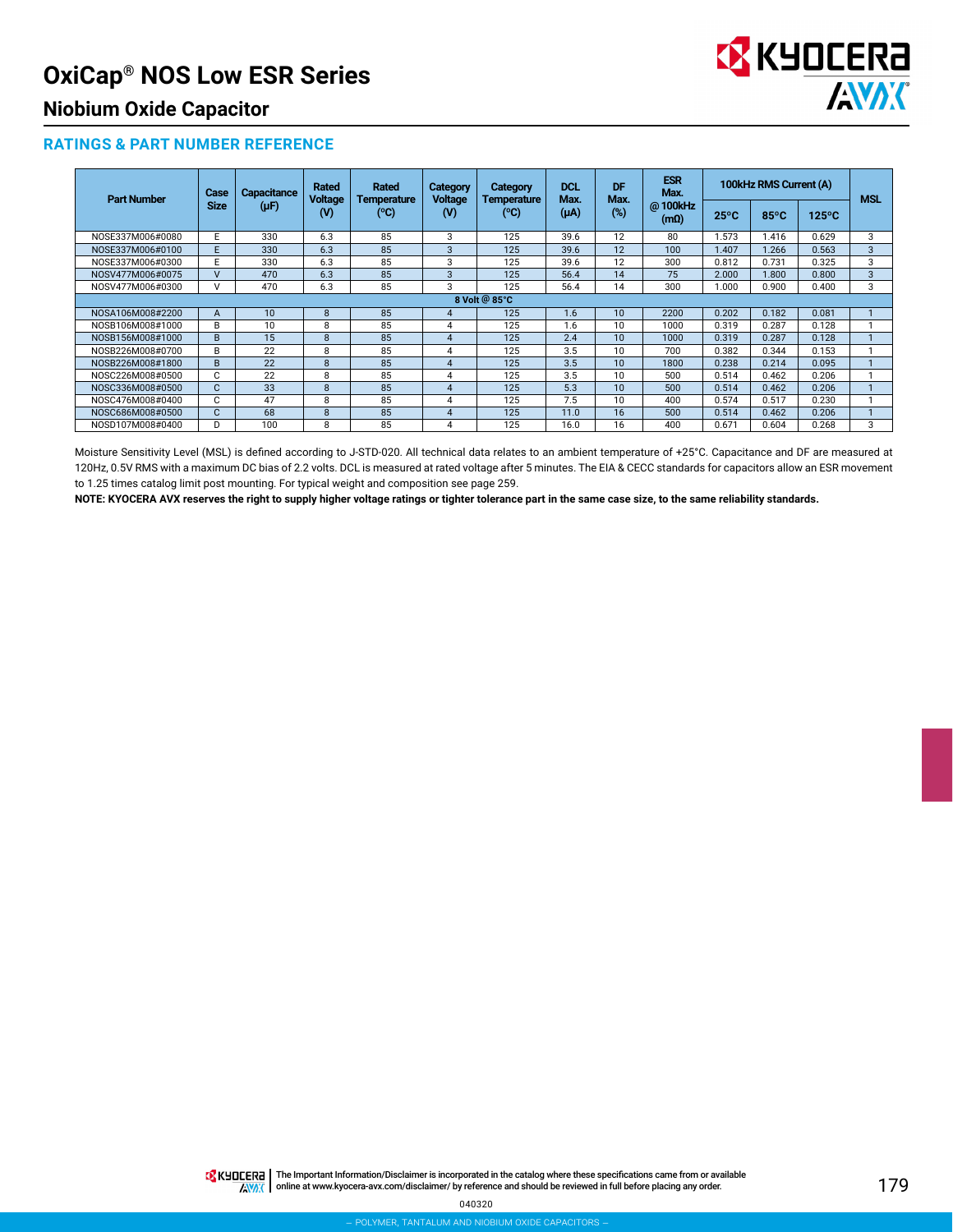# OxiCap® NOS Low ESR Series

## Niobium Oxide Capacitor

### RATINGS & PART NUMBER REFERENCE

| Part Number | Case Size | Capacitance (μF) | Rated Voltage (V) | Rated Temperature (°C) | Category Voltage (V) | Category Temperature (°C) | DCL Max. (μA) | DF Max. (%) | ESR Max. @ 100kHz (mΩ) | 100kHz RMS Current (A) | | | MSL |
|---|---|---|---|---|---|---|---|---|---|---|---|---|---|
| | | | | | | | | | | 25°C | 85°C | 125°C | |
| NOSE337M006#0080 | E | 330 | 6.3 | 85 | 3 | 125 | 39.6 | 12 | 80 | 1.573 | 1.416 | 0.629 | 3 |
| NOSE337M006#0100 | E | 330 | 6.3 | 85 | 3 | 125 | 39.6 | 12 | 100 | 1.407 | 1.266 | 0.563 | 3 |
| NOSE337M006#0300 | E | 330 | 6.3 | 85 | 3 | 125 | 39.6 | 12 | 300 | 0.812 | 0.731 | 0.325 | 3 |
| NOSV477M006#0075 | V | 470 | 6.3 | 85 | 3 | 125 | 56.4 | 14 | 75 | 2.000 | 1.800 | 0.800 | 3 |
| NOSV477M006#0300 | V | 470 | 6.3 | 85 | 3 | 125 | 56.4 | 14 | 300 | 1.000 | 0.900 | 0.400 | 3 |
| **8 Volt @ 85°C** | | | | | | | | | | | | | |
| NOSA106M008#2200 | A | 10 | 8 | 85 | 4 | 125 | 1.6 | 10 | 2200 | 0.202 | 0.182 | 0.081 | 1 |
| NOSB106M008#1000 | B | 10 | 8 | 85 | 4 | 125 | 1.6 | 10 | 1000 | 0.319 | 0.287 | 0.128 | 1 |
| NOSB156M008#1000 | B | 15 | 8 | 85 | 4 | 125 | 2.4 | 10 | 1000 | 0.319 | 0.287 | 0.128 | 1 |
| NOSB226M008#0700 | B | 22 | 8 | 85 | 4 | 125 | 3.5 | 10 | 700 | 0.382 | 0.344 | 0.153 | 1 |
| NOSB226M008#1800 | B | 22 | 8 | 85 | 4 | 125 | 3.5 | 10 | 1800 | 0.238 | 0.214 | 0.095 | 1 |
| NOSC226M008#0500 | C | 22 | 8 | 85 | 4 | 125 | 3.5 | 10 | 500 | 0.514 | 0.462 | 0.206 | 1 |
| NOSC336M008#0500 | C | 33 | 8 | 85 | 4 | 125 | 5.3 | 10 | 500 | 0.514 | 0.462 | 0.206 | 1 |
| NOSC476M008#0400 | C | 47 | 8 | 85 | 4 | 125 | 7.5 | 10 | 400 | 0.574 | 0.517 | 0.230 | 1 |
| NOSC686M008#0500 | C | 68 | 8 | 85 | 4 | 125 | 11.0 | 16 | 500 | 0.514 | 0.462 | 0.206 | 1 |
| NOSD107M008#0400 | D | 100 | 8 | 85 | 4 | 125 | 16.0 | 16 | 400 | 0.671 | 0.604 | 0.268 | 3 |

Moisture Sensitivity Level (MSL) is defined according to J-STD-020. All technical data relates to an ambient temperature of +25°C. Capacitance and DF are measured at 120Hz, 0.5V RMS with a maximum DC bias of 2.2 volts. DCL is measured at rated voltage after 5 minutes. The EIA & CECC standards for capacitors allow an ESR movement to 1.25 times catalog limit post mounting. For typical weight and composition see page 259.

**NOTE: KYOCERA AVX reserves the right to supply higher voltage ratings or tighter tolerance part in the same case size, to the same reliability standards.**

The Important Information/Disclaimer is incorporated in the catalog where these specifications came from or available online at www.kyocera-avx.com/disclaimer/ by reference and should be reviewed in full before placing any order.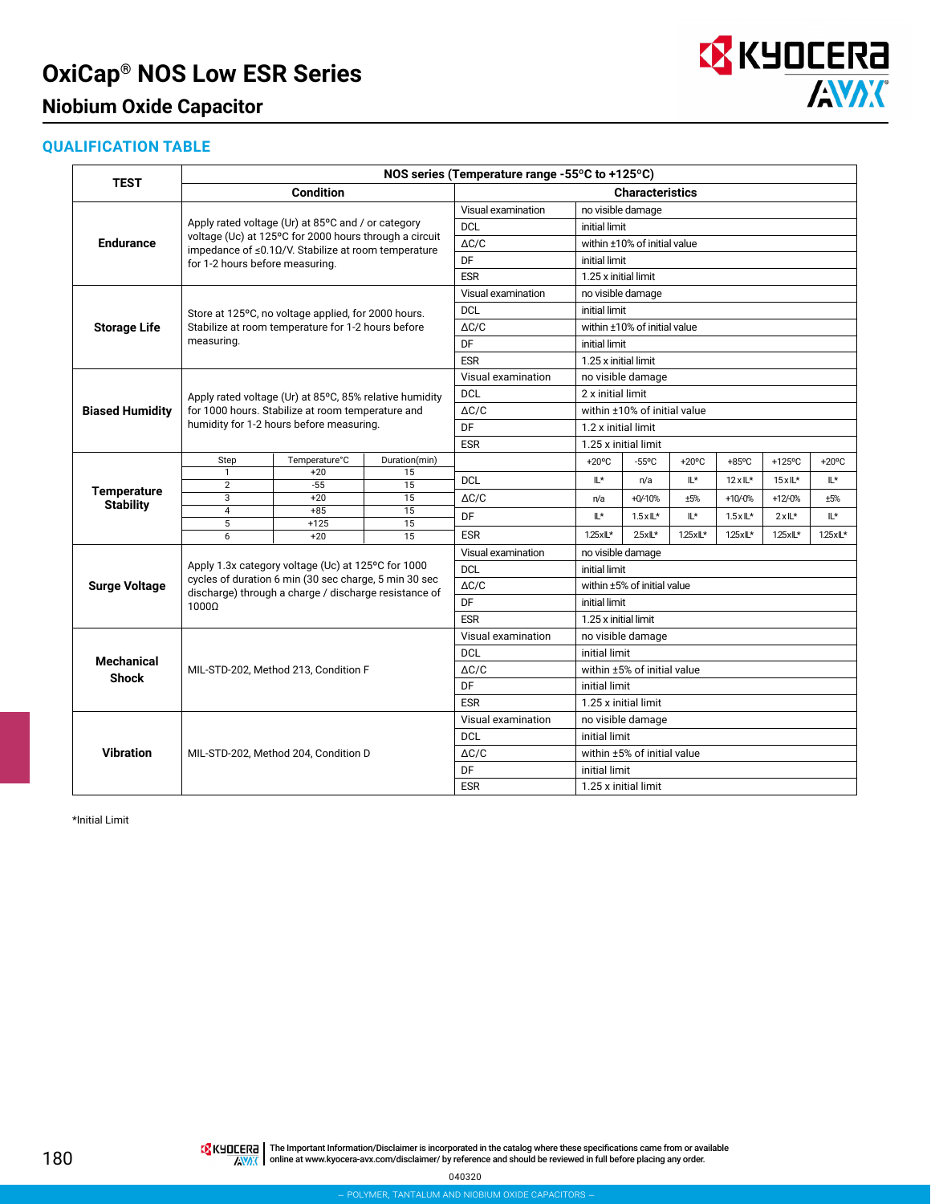# OxiCap® NOS Low ESR Series

## Niobium Oxide Capacitor

### QUALIFICATION TABLE

| TEST | NOS series (Temperature range -55°C to +125°C) | | |
|---|---|---|---|
| | Condition | Characteristics | |
| Endurance | Apply rated voltage (Ur) at 85°C and / or category voltage (Uc) at 125°C for 2000 hours through a circuit impedance of ≤0.1Ω/V. Stabilize at room temperature for 1-2 hours before measuring. | Visual examination | no visible damage |
| | | DCL | initial limit |
| | | ΔC/C | within ±10% of initial value |
| | | DF | initial limit |
| | | ESR | 1.25 x initial limit |
| Storage Life | Store at 125°C, no voltage applied, for 2000 hours. Stabilize at room temperature for 1-2 hours before measuring. | Visual examination | no visible damage |
| | | DCL | initial limit |
| | | ΔC/C | within ±10% of initial value |
| | | DF | initial limit |
| | | ESR | 1.25 x initial limit |
| Biased Humidity | Apply rated voltage (Ur) at 85°C, 85% relative humidity for 1000 hours. Stabilize at room temperature and humidity for 1-2 hours before measuring. | Visual examination | no visible damage |
| | | DCL | 2 x initial limit |
| | | ΔC/C | within ±10% of initial value |
| | | DF | 1.2 x initial limit |
| | | ESR | 1.25 x initial limit |

**Temperature Stability**

| Step | Temperature°C | Duration(min) |
|---|---|---|
| 1 | +20 | 15 |
| 2 | -55 | 15 |
| 3 | +20 | 15 |
| 4 | +85 | 15 |
| 5 | +125 | 15 |
| 6 | +20 | 15 |

| | +20°C | -55°C | +20°C | +85°C | +125°C | +20°C |
|---|---|---|---|---|---|---|
| DCL | IL* | n/a | IL* | 12 x IL* | 15 x IL* | IL* |
| ΔC/C | n/a | +0/-10% | ±5% | +10/-0% | +12/-0% | ±5% |
| DF | IL* | 1.5 x IL* | IL* | 1.5 x IL* | 2 x IL* | IL* |
| ESR | 1.25xIL* | 2.5xIL* | 1.25xIL* | 1.25xIL* | 1.25xIL* | 1.25xIL* |

| TEST | Condition | Characteristics | |
|---|---|---|---|
| Surge Voltage | Apply 1.3x category voltage (Uc) at 125°C for 1000 cycles of duration 6 min (30 sec charge, 5 min 30 sec discharge) through a charge / discharge resistance of 1000Ω | Visual examination | no visible damage |
| | | DCL | initial limit |
| | | ΔC/C | within ±5% of initial value |
| | | DF | initial limit |
| | | ESR | 1.25 x initial limit |
| Mechanical Shock | MIL-STD-202, Method 213, Condition F | Visual examination | no visible damage |
| | | DCL | initial limit |
| | | ΔC/C | within ±5% of initial value |
| | | DF | initial limit |
| | | ESR | 1.25 x initial limit |
| Vibration | MIL-STD-202, Method 204, Condition D | Visual examination | no visible damage |
| | | DCL | initial limit |
| | | ΔC/C | within ±5% of initial value |
| | | DF | initial limit |
| | | ESR | 1.25 x initial limit |

*Initial Limit

The Important Information/Disclaimer is incorporated in the catalog where these specifications came from or available online at www.kyocera-avx.com/disclaimer/ by reference and should be reviewed in full before placing any order.

040320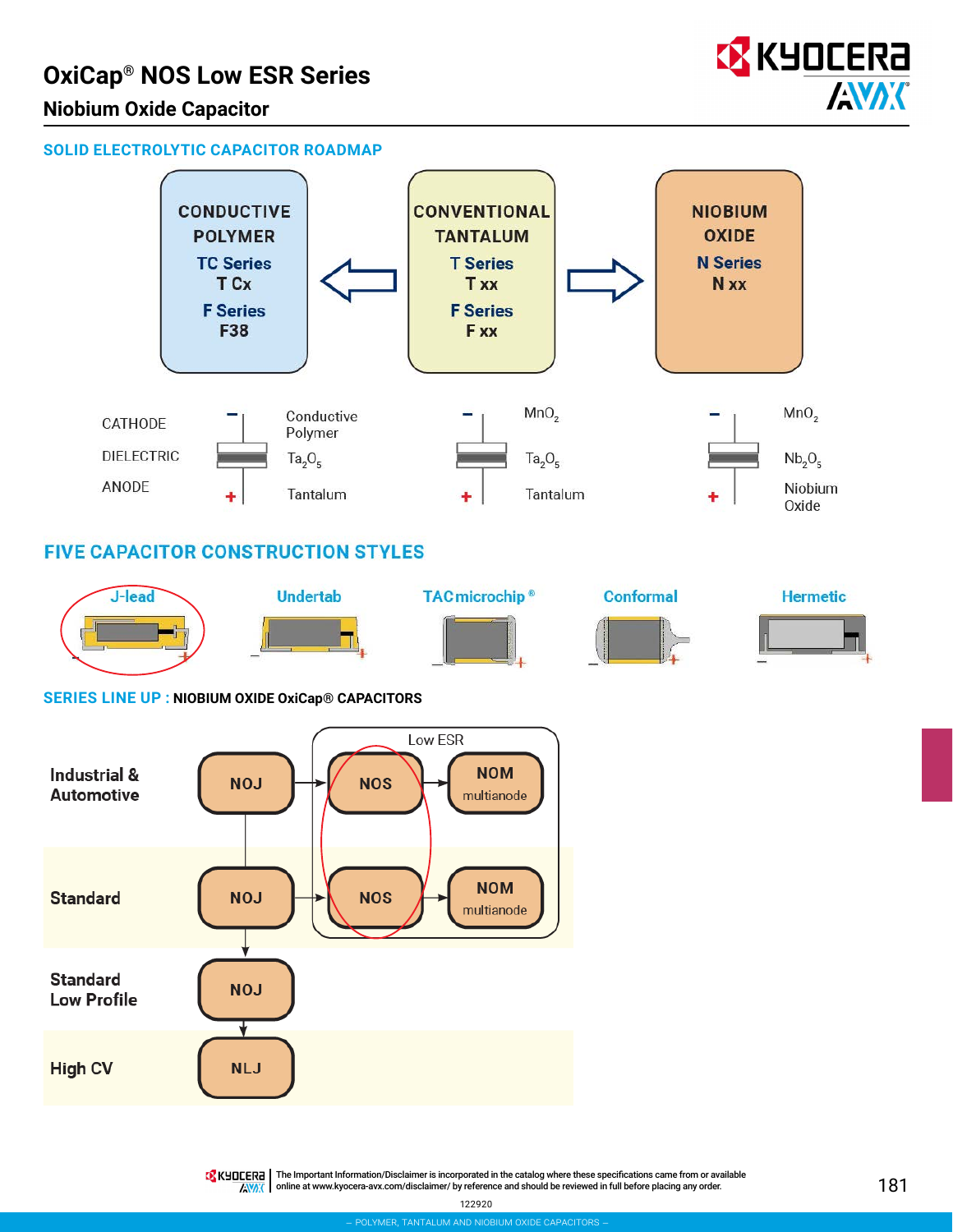# OxiCap® NOS Low ESR Series

## Niobium Oxide Capacitor

### SOLID ELECTROLYTIC CAPACITOR ROADMAP

CONDUCTIVE POLYMER
TC Series
T Cx
F Series
F38

CONVENTIONAL TANTALUM
T Series
T xx
F Series
F xx

NIOBIUM OXIDE
N Series
N xx

CATHODE
DIELECTRIC
ANODE

Conductive Polymer
$Ta_2O_5$
Tantalum

$MnO_2$
$Ta_2O_5$
Tantalum

$MnO_2$
$Nb_2O_5$
Niobium Oxide

### FIVE CAPACITOR CONSTRUCTION STYLES

J-lead
Undertab
TACmicrochip®
Conformal
Hermetic

### SERIES LINE UP : NIOBIUM OXIDE OxiCap® CAPACITORS

Low ESR

Industrial & Automotive: NOJ → NOS → NOM multianode

Standard: NOJ → NOS → NOM multianode

Standard Low Profile: NOJ

High CV: NLJ

The Important Information/Disclaimer is incorporated in the catalog where these specifications came from or available online at www.kyocera-avx.com/disclaimer/ by reference and should be reviewed in full before placing any order.

122920